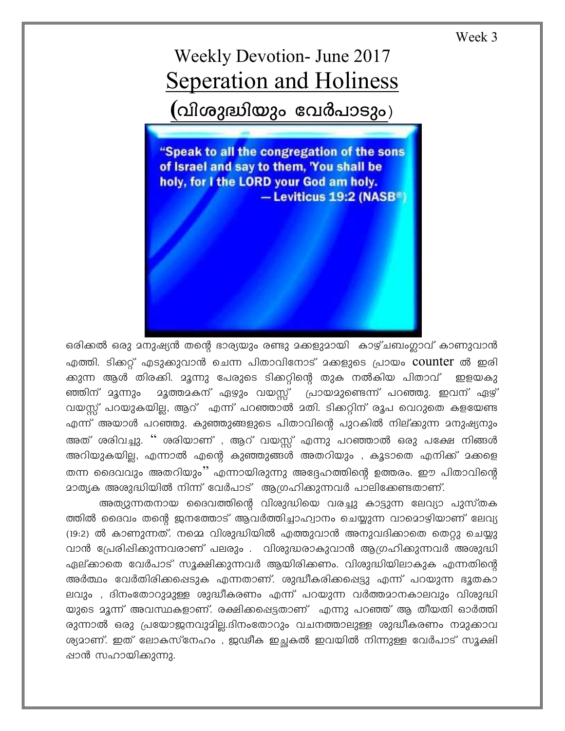Week 3

# Weekly Devotion- June 2017

# Seperation and Holiness

## (വിശുദ്ധിയും വേർപാടും)

"Speak to all the congregation of the sons of Israel and say to them, 'You shall be holy, for I the LORD your God am holy.
— Leviticus 19:2 (NASB®)

ഒരിക്കൽ ഒരു മനുഷ്യൻ തന്റെ ഭാര്യയും രണ്ടു മക്കളുമായി കാഴ്ചബംഗ്ലാവ് കാണുവാൻ എത്തി. ടിക്കറ്റ് എടുക്കുവാൻ ചെന്ന പിതാവിനോട് മക്കളുടെ പ്രായം counter ൽ ഇരിക്കുന്ന ആൾ തിരക്കി. മൂന്നു പേരുടെ ടിക്കറ്റിന്റെ തുക നൽകിയ പിതാവ് ഇളയകുഞ്ഞിന് മൂന്നും മൂത്തമകന് ഏഴും വയസ്സ് പ്രായമുണ്ടെന്ന് പറഞ്ഞു. ഇവന് ഏഴ് വയസ്സ് പറയുകയില്ല, ആറ് എന്ന് പറഞ്ഞാൽ മതി. ടിക്കറ്റിന് രൂപ വെറുതെ കളയേണ്ട എന്ന് അയാൾ പറഞ്ഞു. കുഞ്ഞുങ്ങളുടെ പിതാവിന്റെ പുറകിൽ നില്ക്കുന്ന മനുഷ്യനും അത് ശരിവച്ചു. " ശരിയാണ് , ആറ് വയസ്സ് എന്നു പറഞ്ഞാൽ ഒരു പക്ഷേ നിങ്ങൾ അറിയുകയില്ല, എന്നാൽ എന്റെ കുഞ്ഞുങ്ങൾ അതറിയും , കൂടാതെ എനിക്ക് മക്കളെ തന്ന ദൈവവും അതറിയും" എന്നായിരുന്നു അദ്ദേഹത്തിന്റെ ഉത്തരം. ഈ പിതാവിന്റെ മാതൃക അശുദ്ധിയിൽ നിന്ന് വേർപാട് ആഗ്രഹിക്കുന്നവർ പാലിക്കേണ്ടതാണ്.

അത്യുന്നതനായ ദൈവത്തിന്റെ വിശുദ്ധിയെ വരച്ചു കാട്ടുന്ന ലേവ്യാ പുസ്തകത്തിൽ ദൈവം തന്റെ ജനത്തോട് ആവർത്തിച്ചാഹ്വാനം ചെയ്യുന്ന വാമൊഴിയാണ് ലേവ്യ (19:2) ൽ കാണുന്നത്. നമ്മെ വിശുദ്ധിയിൽ എത്തുവാൻ അനുവദിക്കാതെ തെറ്റു ചെയ്യുവാൻ പ്രേരിപ്പിക്കുന്നവരാണ് പലരും . വിശുദ്ധരാകുവാൻ ആഗ്രഹിക്കുന്നവർ അശുദ്ധി ഏല്ക്കാതെ വേർപാട് സൂക്ഷിക്കുന്നവർ ആയിരിക്കണം. വിശുദ്ധിയിലാകുക എന്നതിന്റെ അർത്ഥം വേർതിരിക്കപ്പെടുക എന്നതാണ്. ശുദ്ധീകരിക്കപ്പെട്ടു എന്ന് പറയുന്ന ഭൂതകാലവും , ദിനംതോറുമുള്ള ശുദ്ധീകരണം എന്ന് പറയുന്ന വർത്തമാനകാലവും വിശുദ്ധിയുടെ മൂന്ന് അവസ്ഥകളാണ്. രക്ഷിക്കപ്പെട്ടതാണ് എന്നു പറഞ്ഞ് ആ തീയതി ഓർത്തിരുന്നാൽ ഒരു പ്രയോജനവുമില്ല.ദിനംതോറും വചനത്താലുള്ള ശുദ്ധീകരണം നമുക്കാവശ്യമാണ്. ഇത് ലോകസ്നേഹം , ജഡീക ഇച്ഛകൽ ഇവയിൽ നിന്നുള്ള വേർപാട് സൂക്ഷിപ്പാൻ സഹായിക്കുന്നു.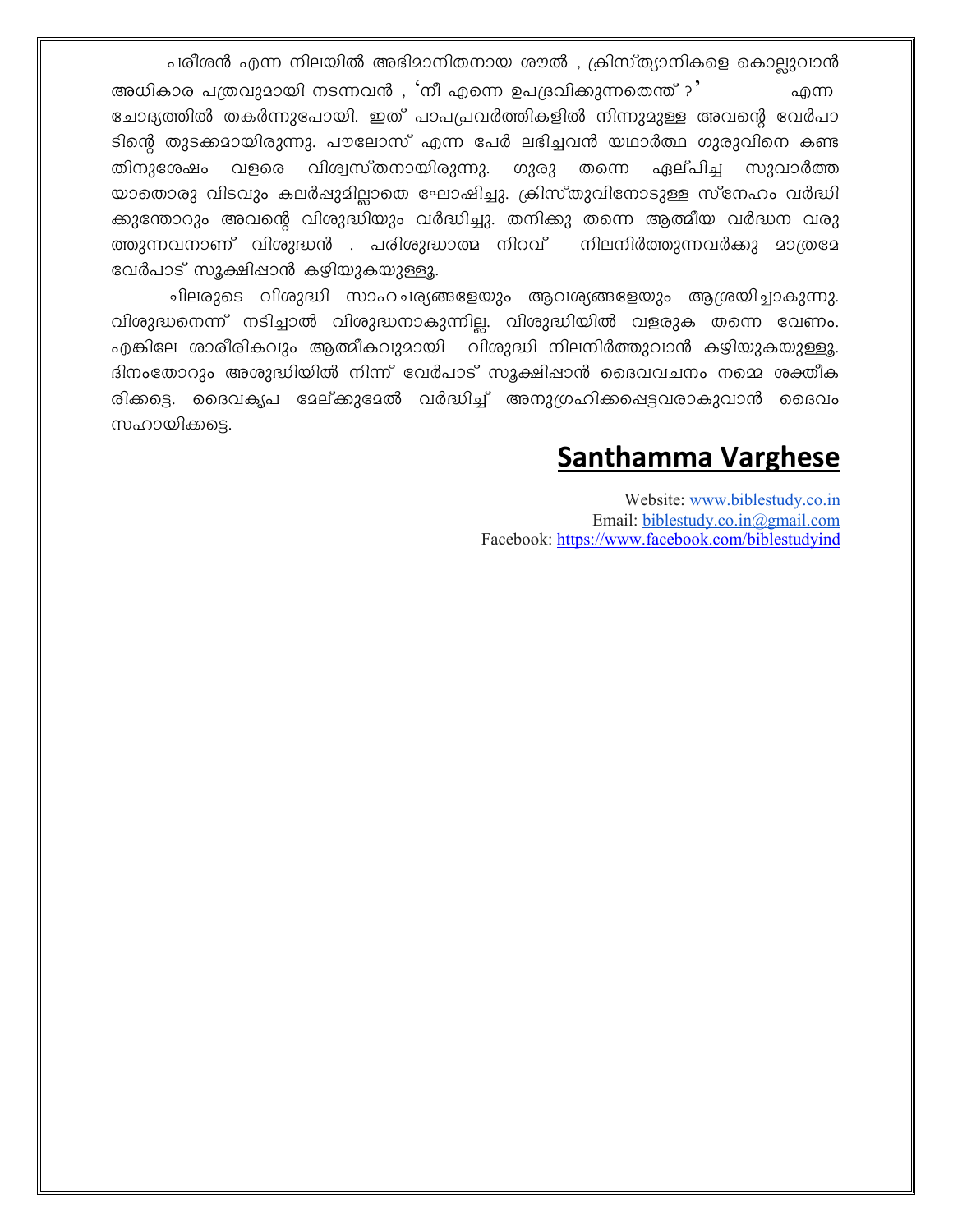പരീശൻ എന്ന നിലയിൽ അഭിമാനിതനായ ശൗൽ , ക്രിസ്ത്യാനികളെ കൊല്ലുവാൻ അധികാര പത്രവുമായി നടന്നവൻ , 'നീ എന്നെ ഉപദ്രവിക്കുന്നതെന്ത് ?' എന്ന ചോദ്യത്തിൽ തകർന്നുപോയി. ഇത് പാപപ്രവർത്തികളിൽ നിന്നുമുള്ള അവന്റെ വേർപാടിന്റെ തുടക്കമായിരുന്നു. പൗലോസ് എന്ന പേർ ലഭിച്ചവൻ യഥാർത്ഥ ഗുരുവിനെ കണ്ടതിനുശേഷം വളരെ വിശ്വസ്തനായിരുന്നു. ഗുരു തന്നെ ഏല്പിച്ച സുവാർത്ത യാതൊരു വിടവും കലർപ്പുമില്ലാതെ ഘോഷിച്ചു. ക്രിസ്തുവിനോടുള്ള സ്നേഹം വർദ്ധിക്കുന്തോറും അവന്റെ വിശുദ്ധിയും വർദ്ധിച്ചു. തനിക്കു തന്നെ ആത്മീയ വർദ്ധന വരുത്തുന്നവനാണ് വിശുദ്ധൻ . പരിശുദ്ധാത്മ നിറവ് നിലനിർത്തുന്നവർക്കു മാത്രമേ വേർപാട് സൂക്ഷിപ്പാൻ കഴിയുകയുള്ളൂ.

ചിലരുടെ വിശുദ്ധി സാഹചര്യങ്ങളേയും ആവശ്യങ്ങളേയും ആശ്രയിച്ചാകുന്നു. വിശുദ്ധനെന്ന് നടിച്ചാൽ വിശുദ്ധനാകുന്നില്ല. വിശുദ്ധിയിൽ വളരുക തന്നെ വേണം. എങ്കിലേ ശാരീരികവും ആത്മീകവുമായി വിശുദ്ധി നിലനിർത്തുവാൻ കഴിയുകയുള്ളൂ. ദിനംതോറും അശുദ്ധിയിൽ നിന്ന് വേർപാട് സൂക്ഷിപ്പാൻ ദൈവവചനം നമ്മെ ശക്തീകരിക്കട്ടെ. ദൈവകൃപ മേല്ക്കുമേൽ വർദ്ധിച്ച് അനുഗ്രഹിക്കപ്പെട്ടവരാകുവാൻ ദൈവം സഹായിക്കട്ടെ.

## Santhamma Varghese

Website: www.biblestudy.co.in
Email: biblestudy.co.in@gmail.com
Facebook: https://www.facebook.com/biblestudyind